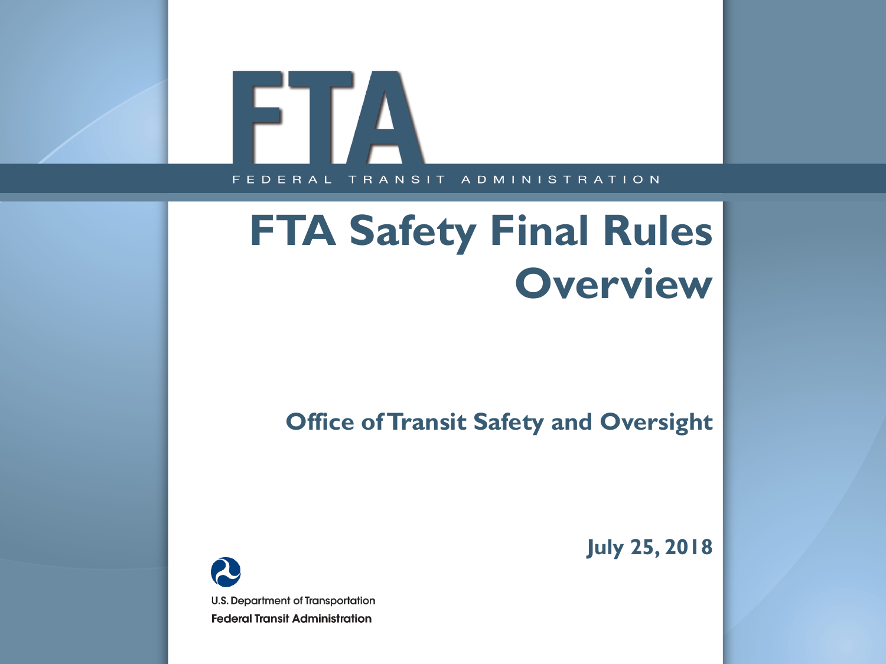# FTA

FEDERAL TRANSIT ADMINISTRATION

# FTA Safety Final Rules Overview

## Office of Transit Safety and Oversight

**July 25, 2018**

U.S. Department of Transportation

**Federal Transit Administration**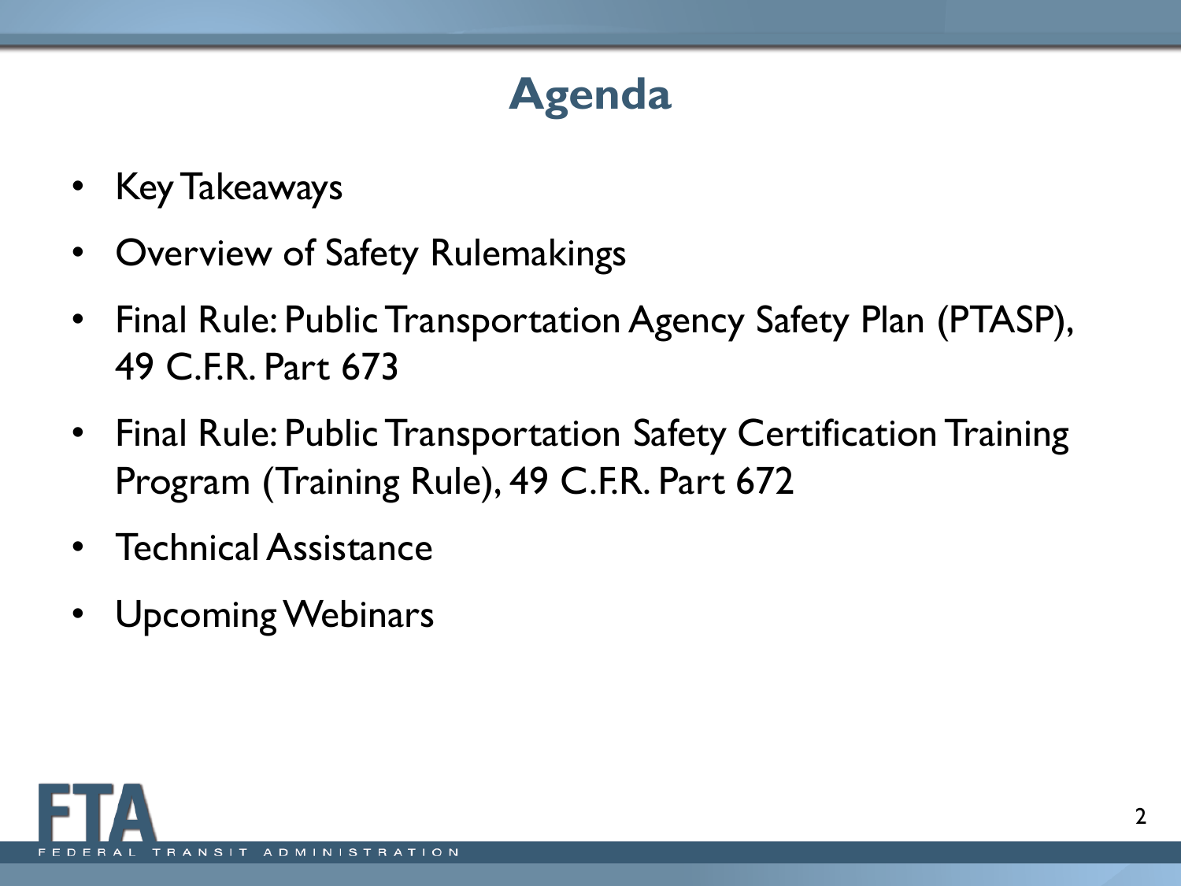# Agenda

- Key Takeaways
- Overview of Safety Rulemakings
- Final Rule: Public Transportation Agency Safety Plan (PTASP), 49 C.F.R. Part 673
- Final Rule: Public Transportation Safety Certification Training Program (Training Rule), 49 C.F.R. Part 672
- Technical Assistance
- Upcoming Webinars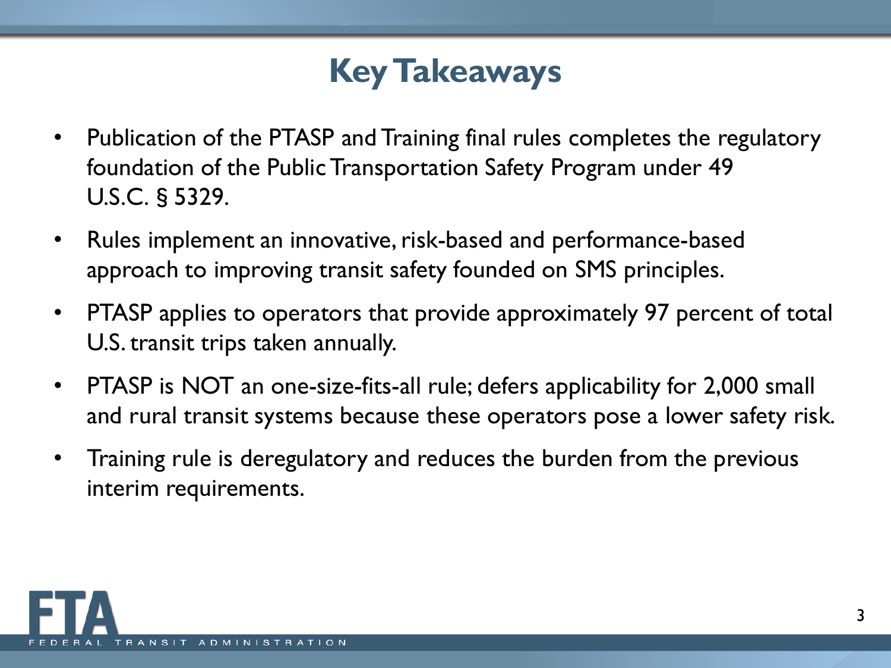# Key Takeaways

- Publication of the PTASP and Training final rules completes the regulatory foundation of the Public Transportation Safety Program under 49 U.S.C. § 5329.
- Rules implement an innovative, risk-based and performance-based approach to improving transit safety founded on SMS principles.
- PTASP applies to operators that provide approximately 97 percent of total U.S. transit trips taken annually.
- PTASP is NOT an one-size-fits-all rule; defers applicability for 2,000 small and rural transit systems because these operators pose a lower safety risk.
- Training rule is deregulatory and reduces the burden from the previous interim requirements.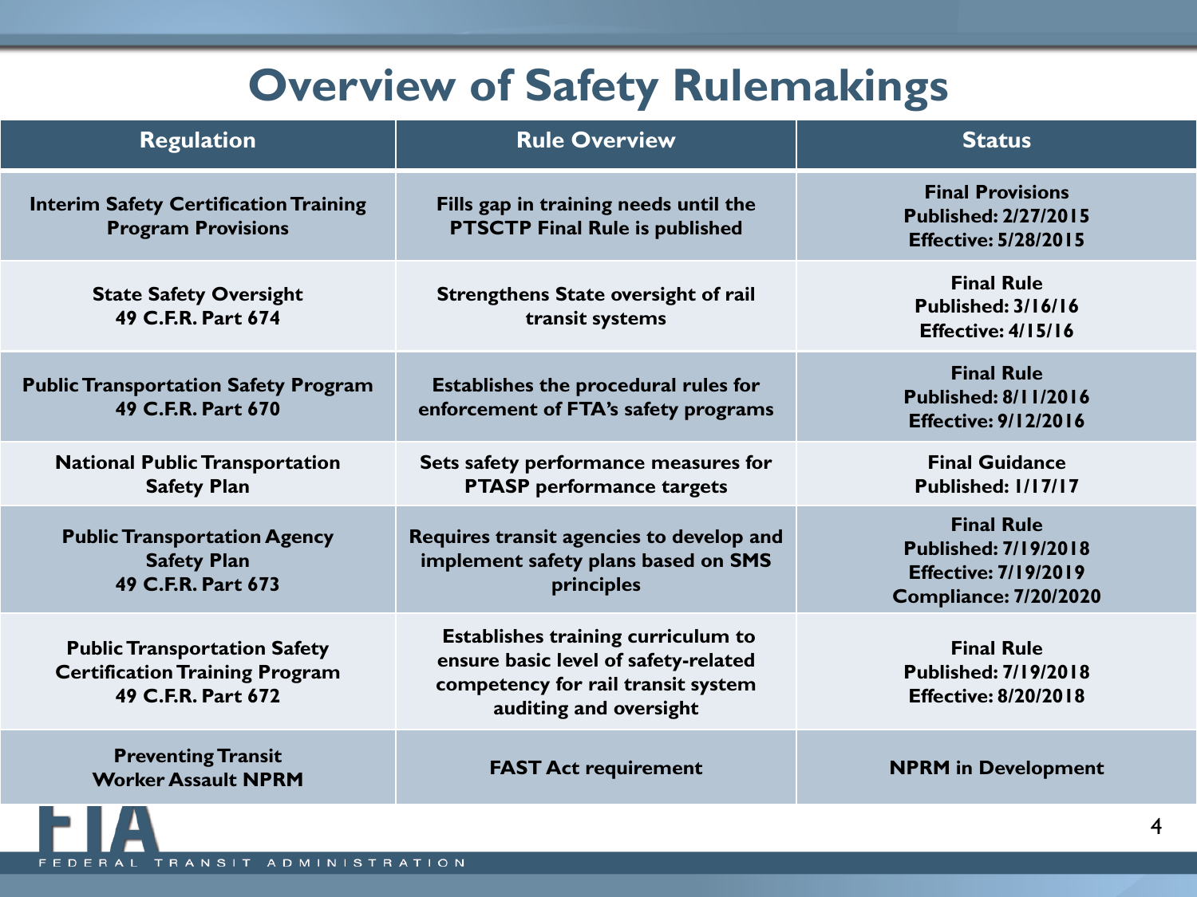# Overview of Safety Rulemakings

| Regulation | Rule Overview | Status |
|---|---|---|
| Interim Safety Certification Training Program Provisions | Fills gap in training needs until the PTSCTP Final Rule is published | Final Provisions<br>Published: 2/27/2015<br>Effective: 5/28/2015 |
| State Safety Oversight<br>49 C.F.R. Part 674 | Strengthens State oversight of rail transit systems | Final Rule<br>Published: 3/16/16<br>Effective: 4/15/16 |
| Public Transportation Safety Program<br>49 C.F.R. Part 670 | Establishes the procedural rules for enforcement of FTA's safety programs | Final Rule<br>Published: 8/11/2016<br>Effective: 9/12/2016 |
| National Public Transportation Safety Plan | Sets safety performance measures for PTASP performance targets | Final Guidance<br>Published: 1/17/17 |
| Public Transportation Agency Safety Plan<br>49 C.F.R. Part 673 | Requires transit agencies to develop and implement safety plans based on SMS principles | Final Rule<br>Published: 7/19/2018<br>Effective: 7/19/2019<br>Compliance: 7/20/2020 |
| Public Transportation Safety Certification Training Program<br>49 C.F.R. Part 672 | Establishes training curriculum to ensure basic level of safety-related competency for rail transit system auditing and oversight | Final Rule<br>Published: 7/19/2018<br>Effective: 8/20/2018 |
| Preventing Transit Worker Assault NPRM | FAST Act requirement | NPRM in Development |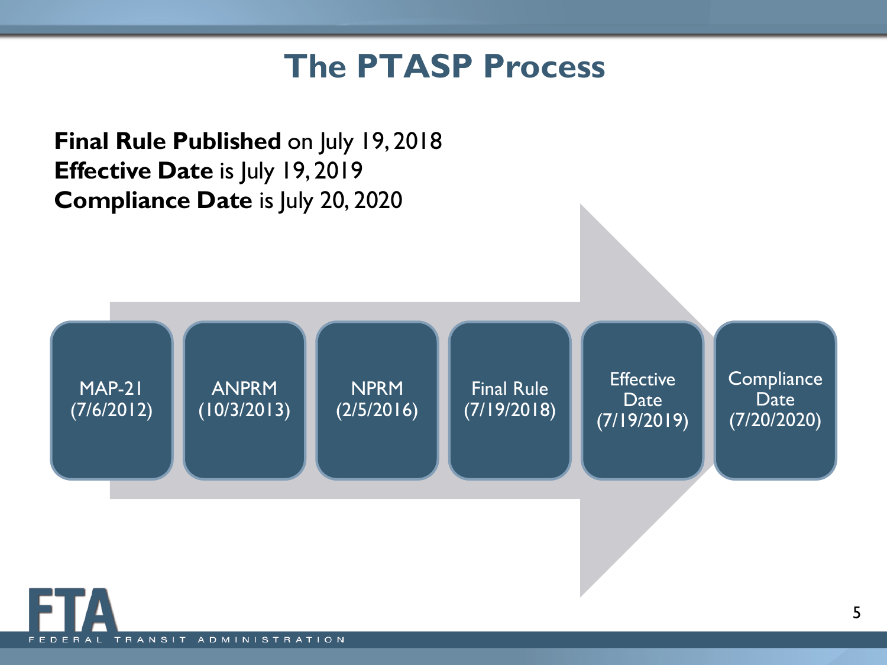# The PTASP Process

**Final Rule Published** on July 19, 2018
**Effective Date** is July 19, 2019
**Compliance Date** is July 20, 2020

- MAP-21 (7/6/2012)
- ANPRM (10/3/2013)
- NPRM (2/5/2016)
- Final Rule (7/19/2018)
- Effective Date (7/19/2019)
- Compliance Date (7/20/2020)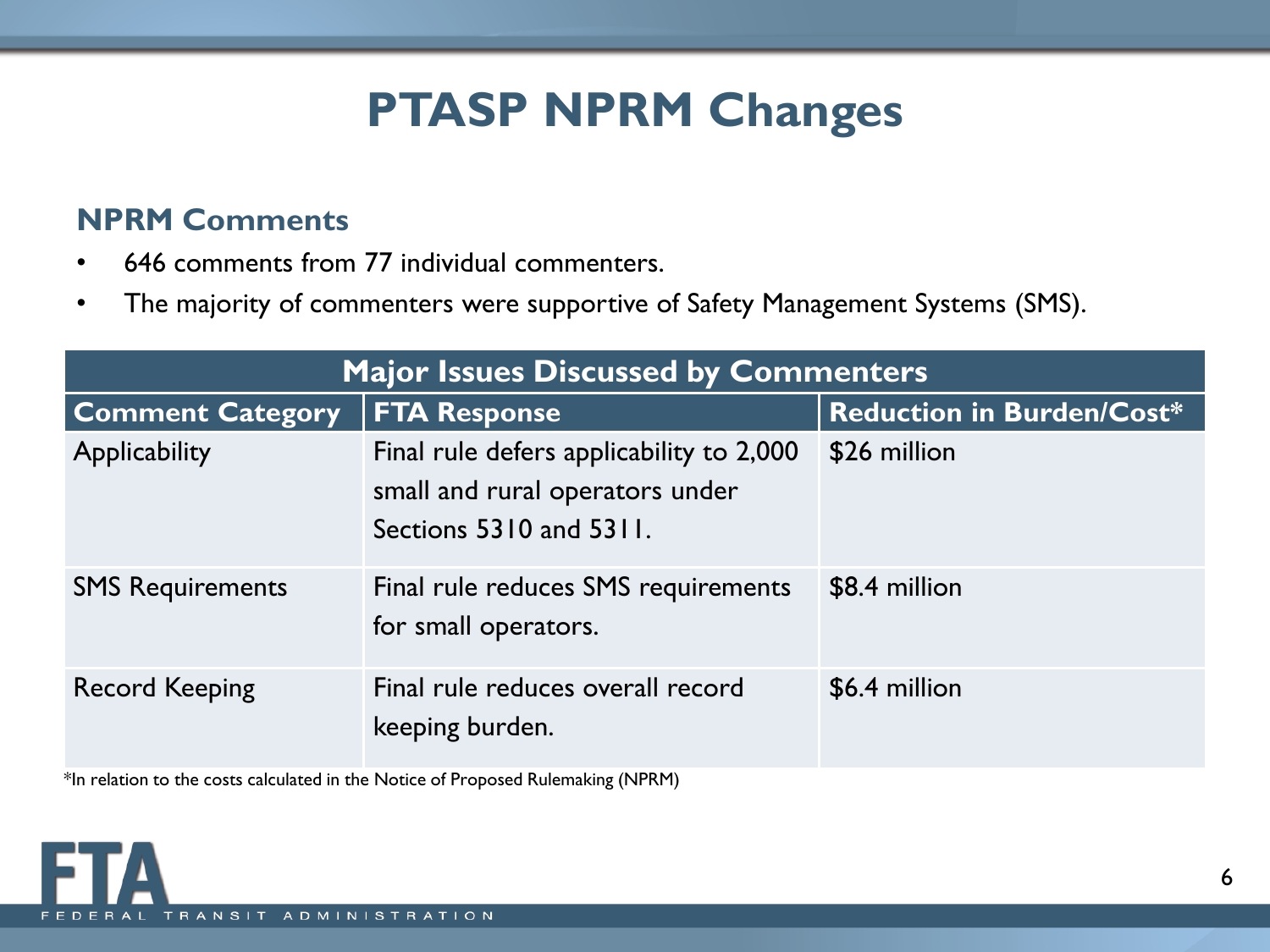# PTASP NPRM Changes

## NPRM Comments

- 646 comments from 77 individual commenters.
- The majority of commenters were supportive of Safety Management Systems (SMS).

| Major Issues Discussed by Commenters | | |
|---|---|---|
| **Comment Category** | **FTA Response** | **Reduction in Burden/Cost*** |
| Applicability | Final rule defers applicability to 2,000 small and rural operators under Sections 5310 and 5311. | $26 million |
| SMS Requirements | Final rule reduces SMS requirements for small operators. | $8.4 million |
| Record Keeping | Final rule reduces overall record keeping burden. | $6.4 million |

*In relation to the costs calculated in the Notice of Proposed Rulemaking (NPRM)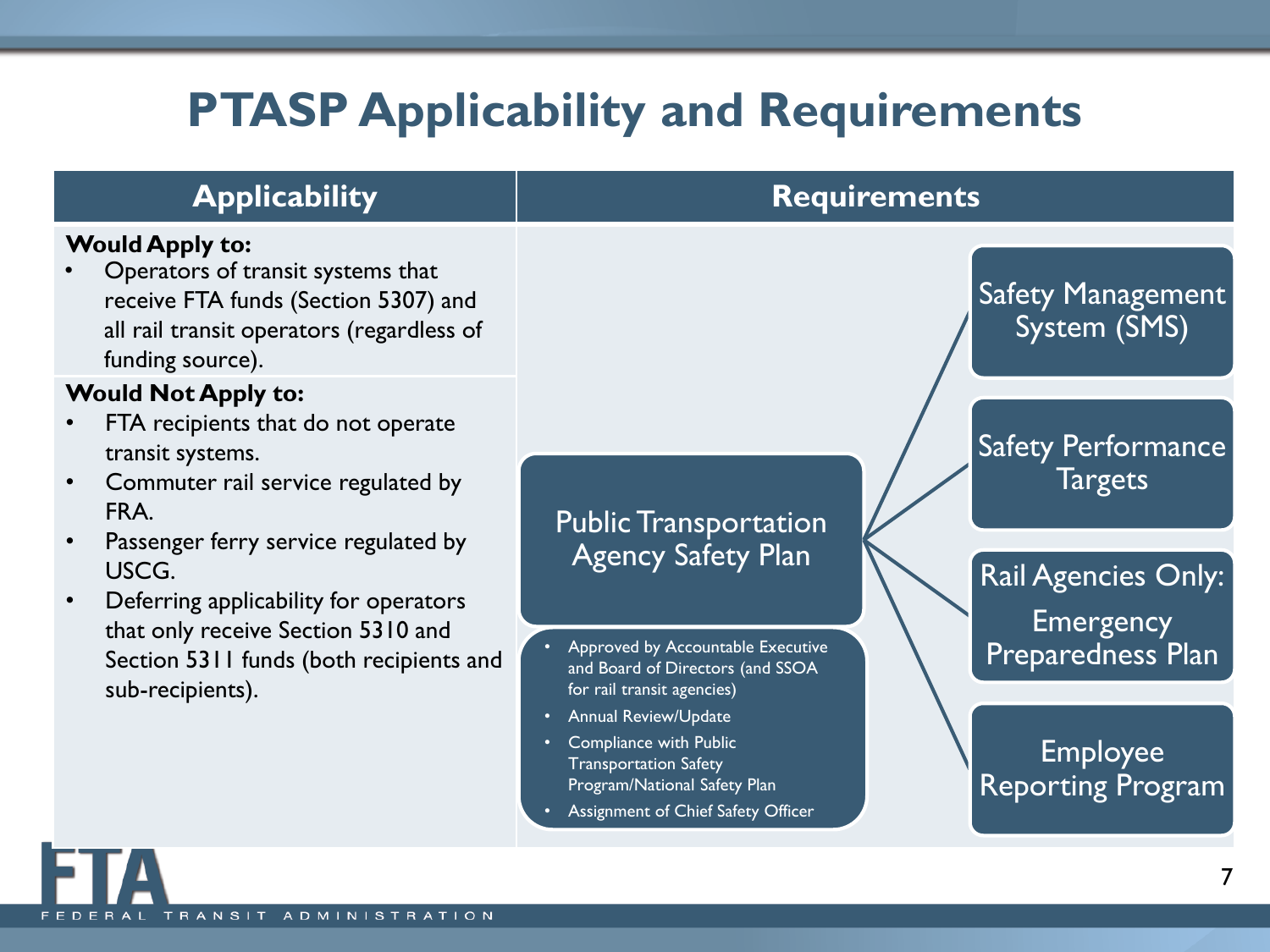# PTASP Applicability and Requirements

## Applicability

**Would Apply to:**

- Operators of transit systems that receive FTA funds (Section 5307) and all rail transit operators (regardless of funding source).

**Would Not Apply to:**

- FTA recipients that do not operate transit systems.
- Commuter rail service regulated by FRA.
- Passenger ferry service regulated by USCG.
- Deferring applicability for operators that only receive Section 5310 and Section 5311 funds (both recipients and sub-recipients).

## Requirements

**Public Transportation Agency Safety Plan**

- Approved by Accountable Executive and Board of Directors (and SSOA for rail transit agencies)
- Annual Review/Update
- Compliance with Public Transportation Safety Program/National Safety Plan
- Assignment of Chief Safety Officer

Components:

- Safety Management System (SMS)
- Safety Performance Targets
- Rail Agencies Only: Emergency Preparedness Plan
- Employee Reporting Program

FTA FEDERAL TRANSIT ADMINISTRATION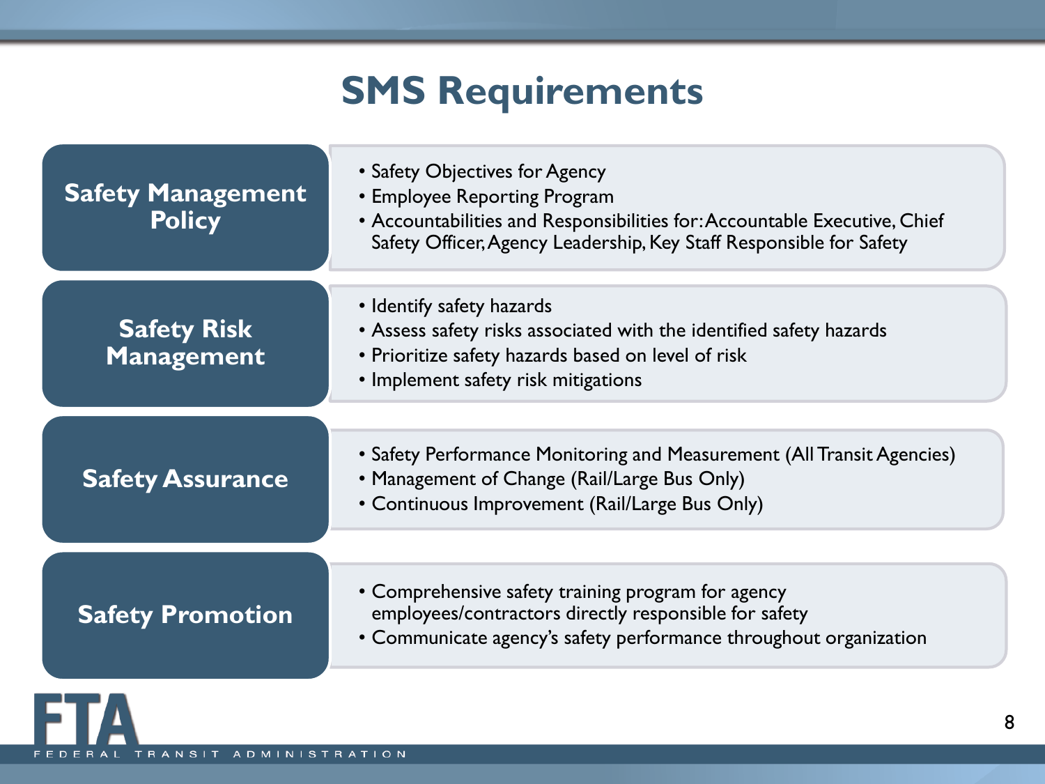# SMS Requirements

## Safety Management Policy

- Safety Objectives for Agency
- Employee Reporting Program
- Accountabilities and Responsibilities for: Accountable Executive, Chief Safety Officer, Agency Leadership, Key Staff Responsible for Safety

## Safety Risk Management

- Identify safety hazards
- Assess safety risks associated with the identified safety hazards
- Prioritize safety hazards based on level of risk
- Implement safety risk mitigations

## Safety Assurance

- Safety Performance Monitoring and Measurement (All Transit Agencies)
- Management of Change (Rail/Large Bus Only)
- Continuous Improvement (Rail/Large Bus Only)

## Safety Promotion

- Comprehensive safety training program for agency employees/contractors directly responsible for safety
- Communicate agency's safety performance throughout organization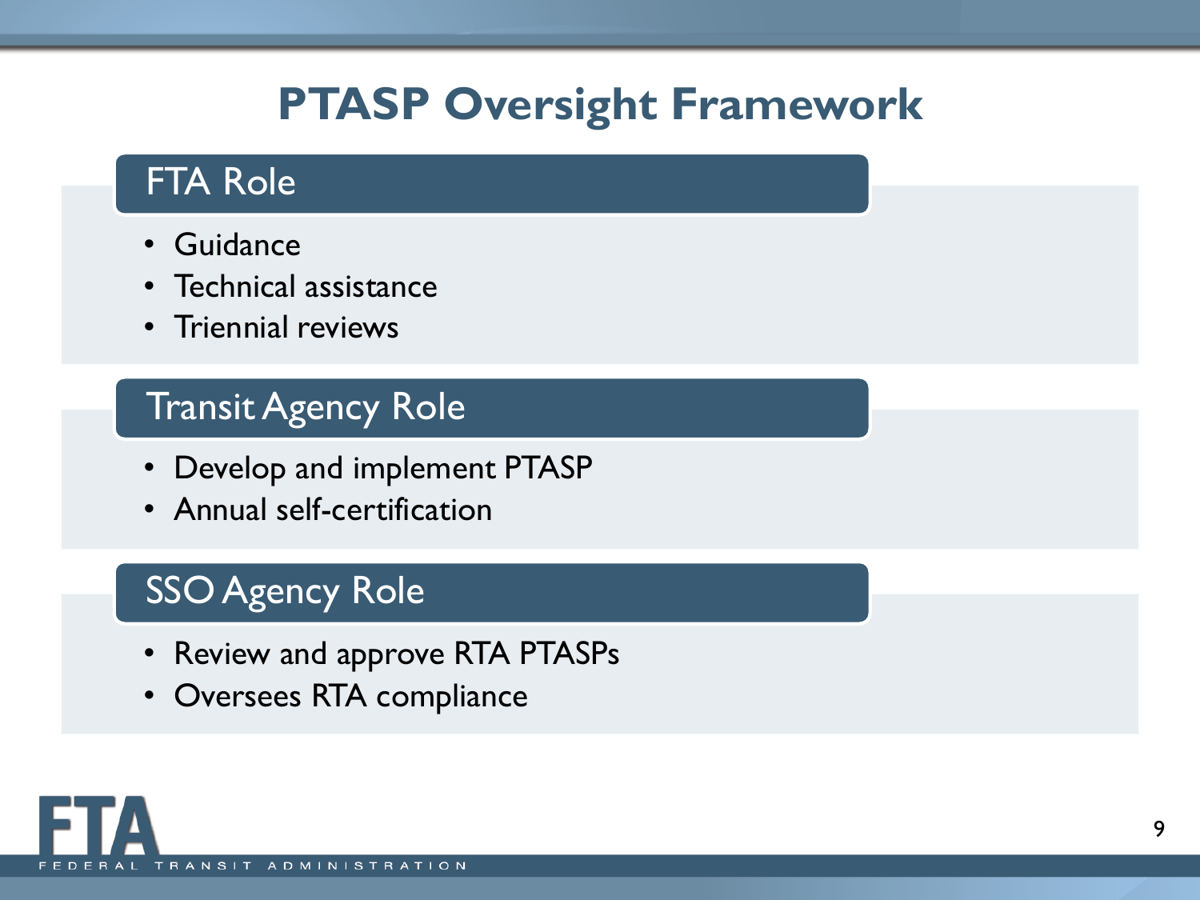# PTASP Oversight Framework

## FTA Role

- Guidance
- Technical assistance
- Triennial reviews

## Transit Agency Role

- Develop and implement PTASP
- Annual self-certification

## SSO Agency Role

- Review and approve RTA PTASPs
- Oversees RTA compliance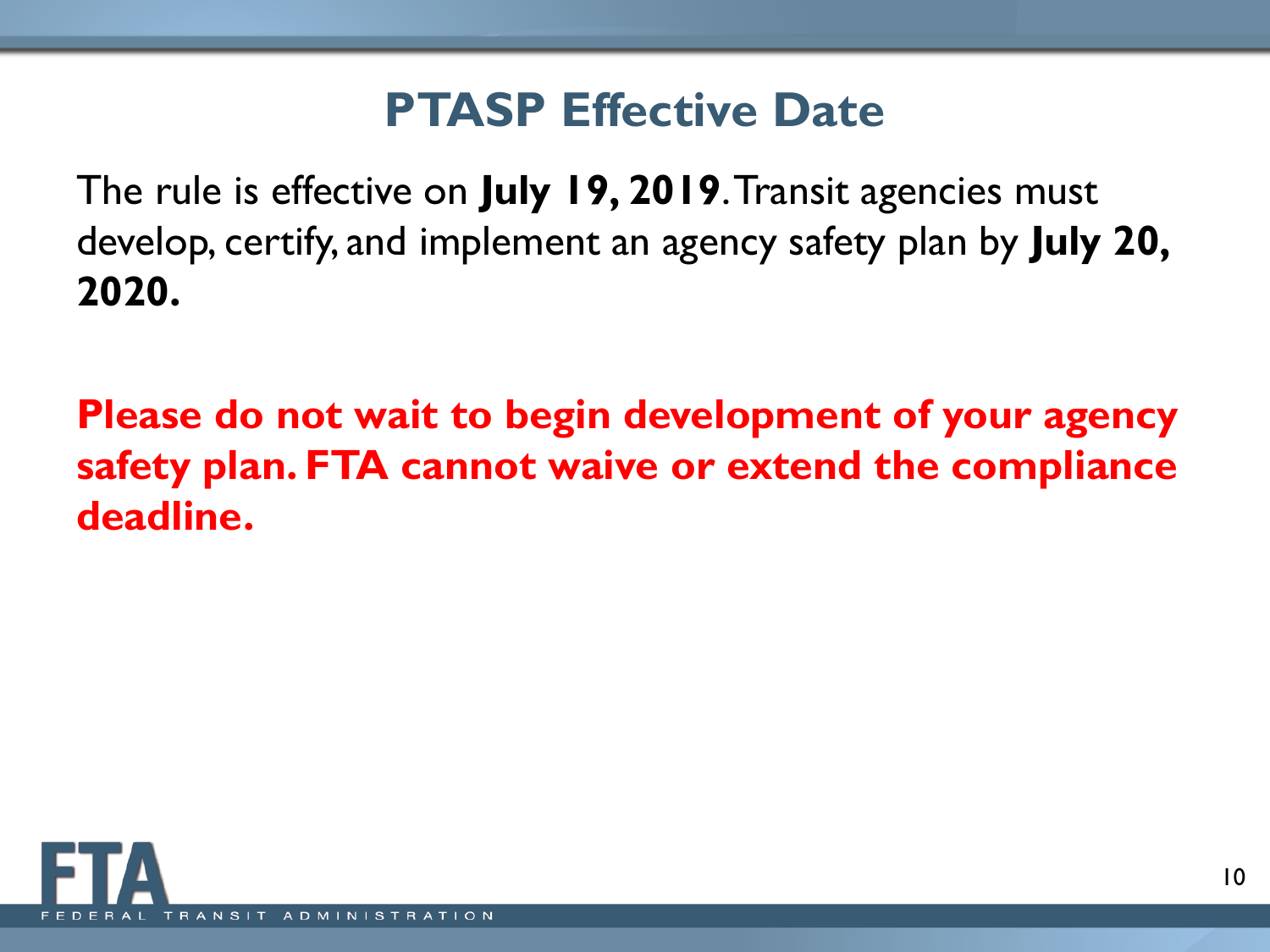# PTASP Effective Date

The rule is effective on **July 19, 2019**. Transit agencies must develop, certify, and implement an agency safety plan by **July 20, 2020.**

**Please do not wait to begin development of your agency safety plan. FTA cannot waive or extend the compliance deadline.**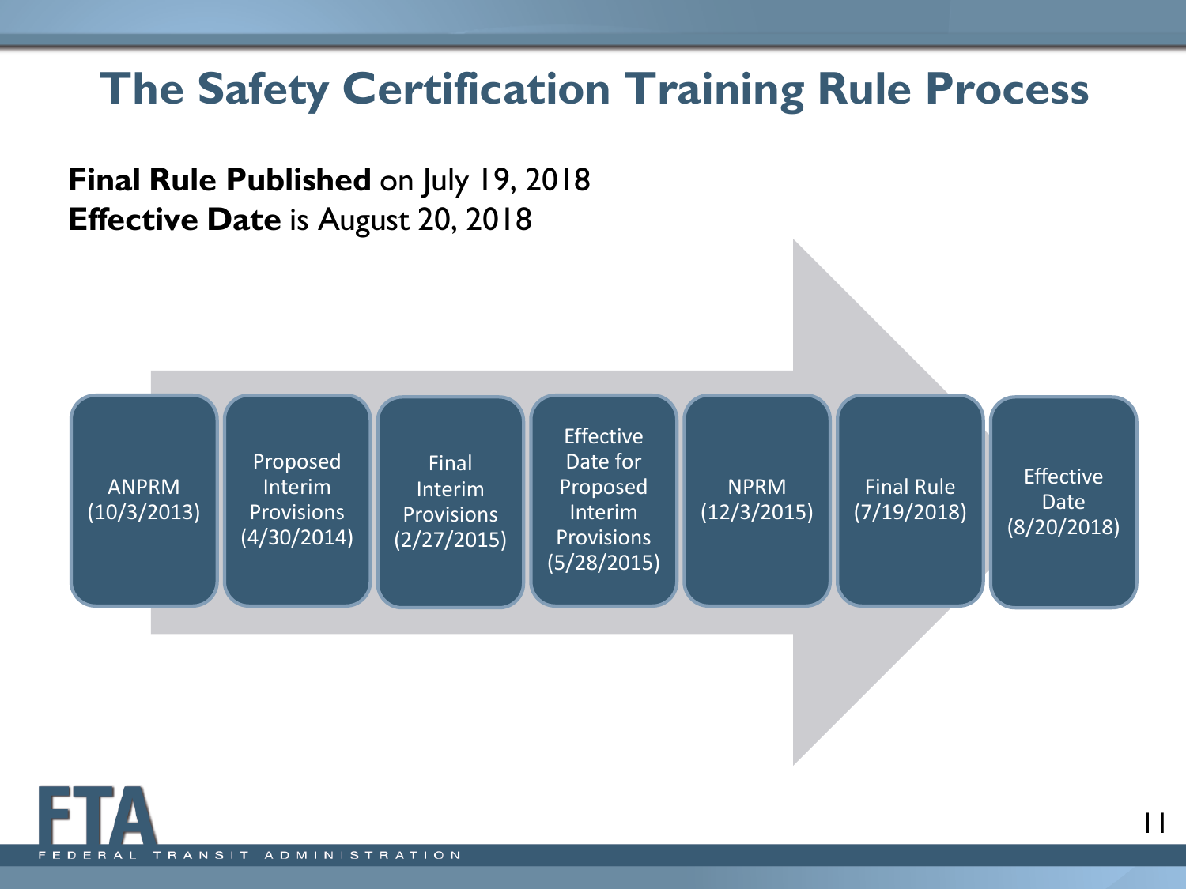# The Safety Certification Training Rule Process

**Final Rule Published** on July 19, 2018
**Effective Date** is August 20, 2018

- ANPRM (10/3/2013)
- Proposed Interim Provisions (4/30/2014)
- Final Interim Provisions (2/27/2015)
- Effective Date for Proposed Interim Provisions (5/28/2015)
- NPRM (12/3/2015)
- Final Rule (7/19/2018)
- Effective Date (8/20/2018)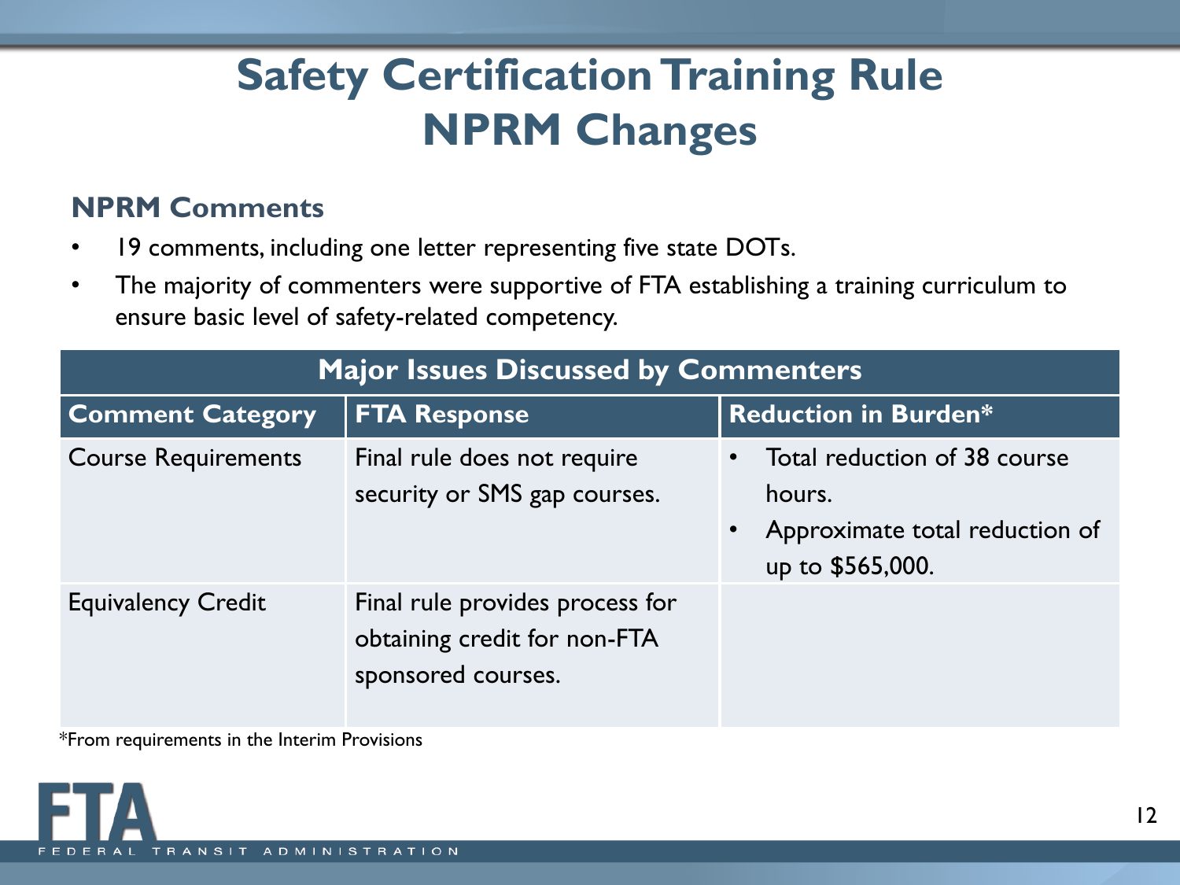# Safety Certification Training Rule NPRM Changes

## NPRM Comments

- 19 comments, including one letter representing five state DOTs.
- The majority of commenters were supportive of FTA establishing a training curriculum to ensure basic level of safety-related competency.

| Major Issues Discussed by Commenters | | |
|---|---|---|
| **Comment Category** | **FTA Response** | **Reduction in Burden*** |
| Course Requirements | Final rule does not require security or SMS gap courses. | • Total reduction of 38 course hours.<br>• Approximate total reduction of up to $565,000. |
| Equivalency Credit | Final rule provides process for obtaining credit for non-FTA sponsored courses. | |

*From requirements in the Interim Provisions

FTA
FEDERAL TRANSIT ADMINISTRATION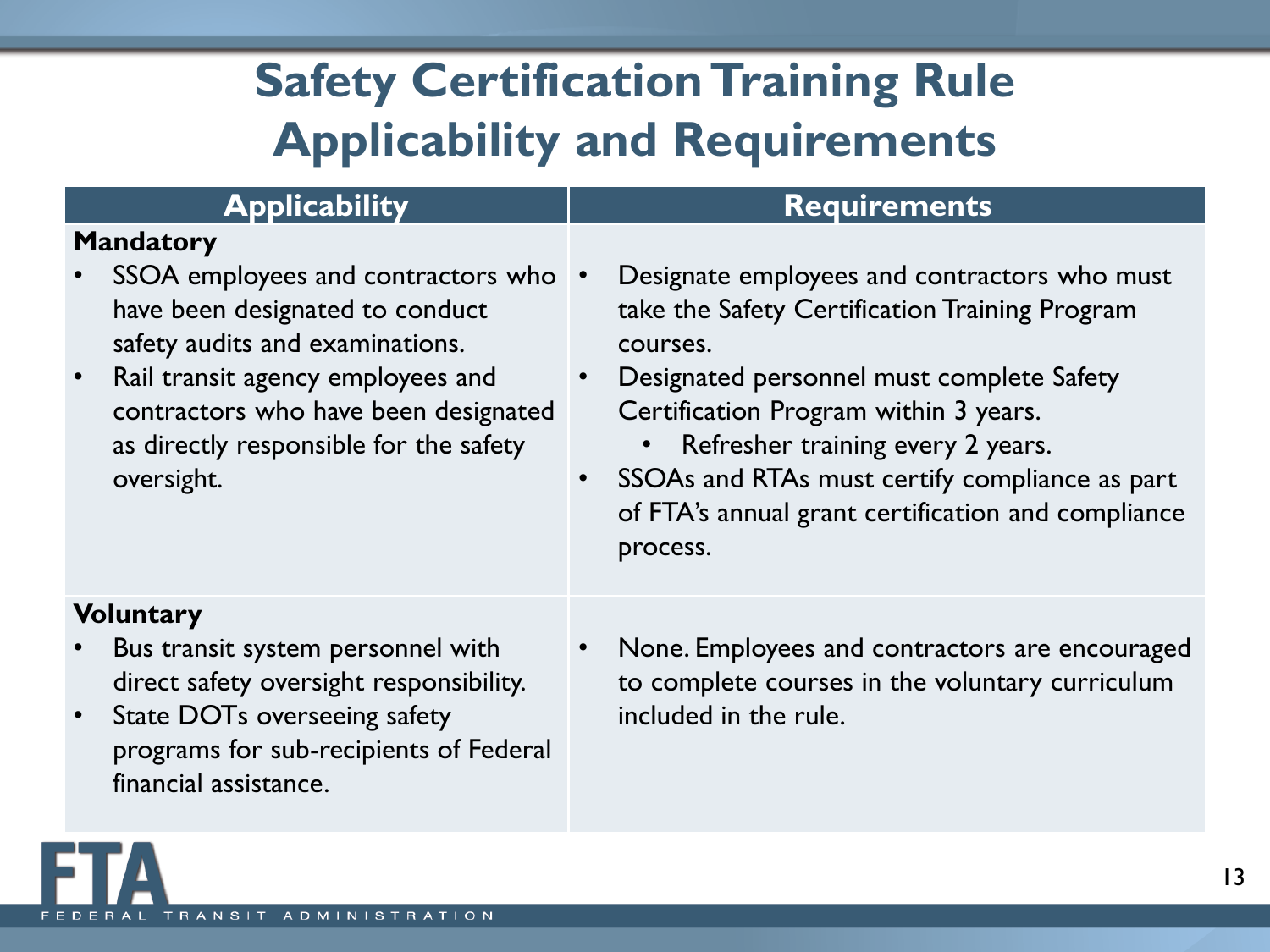# Safety Certification Training Rule Applicability and Requirements

| Applicability | Requirements |
| --- | --- |
| **Mandatory**<br>• SSOA employees and contractors who have been designated to conduct safety audits and examinations.<br>• Rail transit agency employees and contractors who have been designated as directly responsible for the safety oversight. | • Designate employees and contractors who must take the Safety Certification Training Program courses.<br>• Designated personnel must complete Safety Certification Program within 3 years.<br>&nbsp;&nbsp;&nbsp;&nbsp;• Refresher training every 2 years.<br>• SSOAs and RTAs must certify compliance as part of FTA's annual grant certification and compliance process. |
| **Voluntary**<br>• Bus transit system personnel with direct safety oversight responsibility.<br>• State DOTs overseeing safety programs for sub-recipients of Federal financial assistance. | • None. Employees and contractors are encouraged to complete courses in the voluntary curriculum included in the rule. |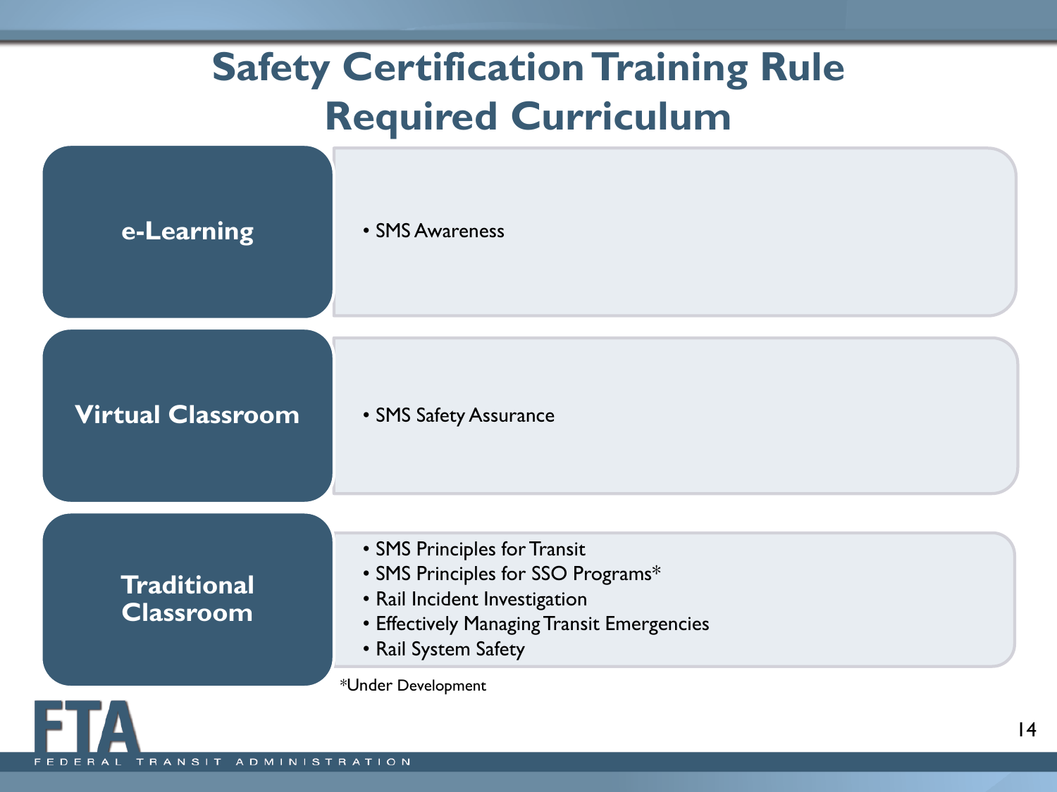# Safety Certification Training Rule Required Curriculum

| Delivery Method | Courses |
| --- | --- |
| **e-Learning** | • SMS Awareness |
| **Virtual Classroom** | • SMS Safety Assurance |
| **Traditional Classroom** | • SMS Principles for Transit<br>• SMS Principles for SSO Programs*<br>• Rail Incident Investigation<br>• Effectively Managing Transit Emergencies<br>• Rail System Safety |

*Under Development

FTA FEDERAL TRANSIT ADMINISTRATION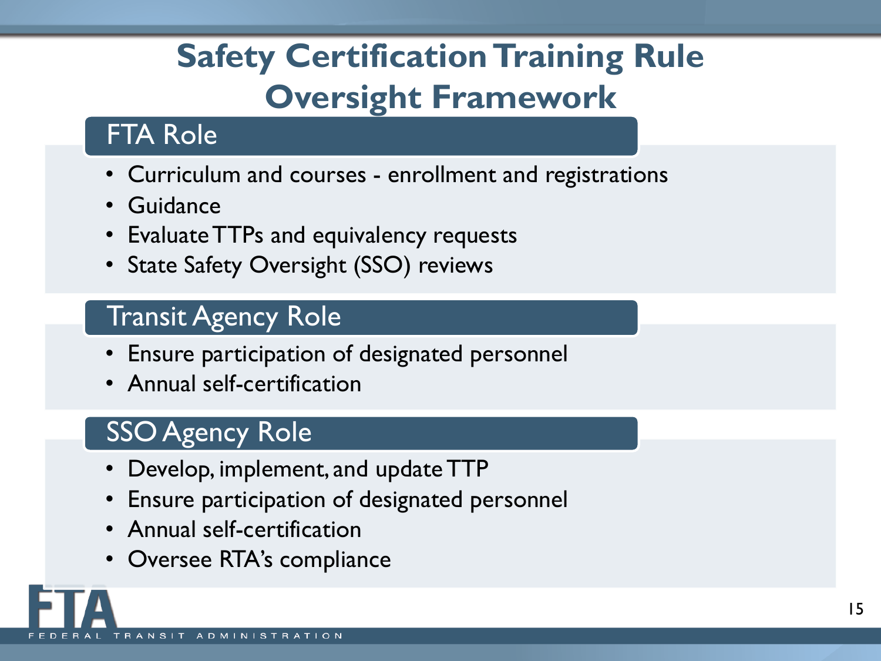# Safety Certification Training Rule Oversight Framework

## FTA Role

- Curriculum and courses - enrollment and registrations
- Guidance
- Evaluate TTPs and equivalency requests
- State Safety Oversight (SSO) reviews

## Transit Agency Role

- Ensure participation of designated personnel
- Annual self-certification

## SSO Agency Role

- Develop, implement, and update TTP
- Ensure participation of designated personnel
- Annual self-certification
- Oversee RTA's compliance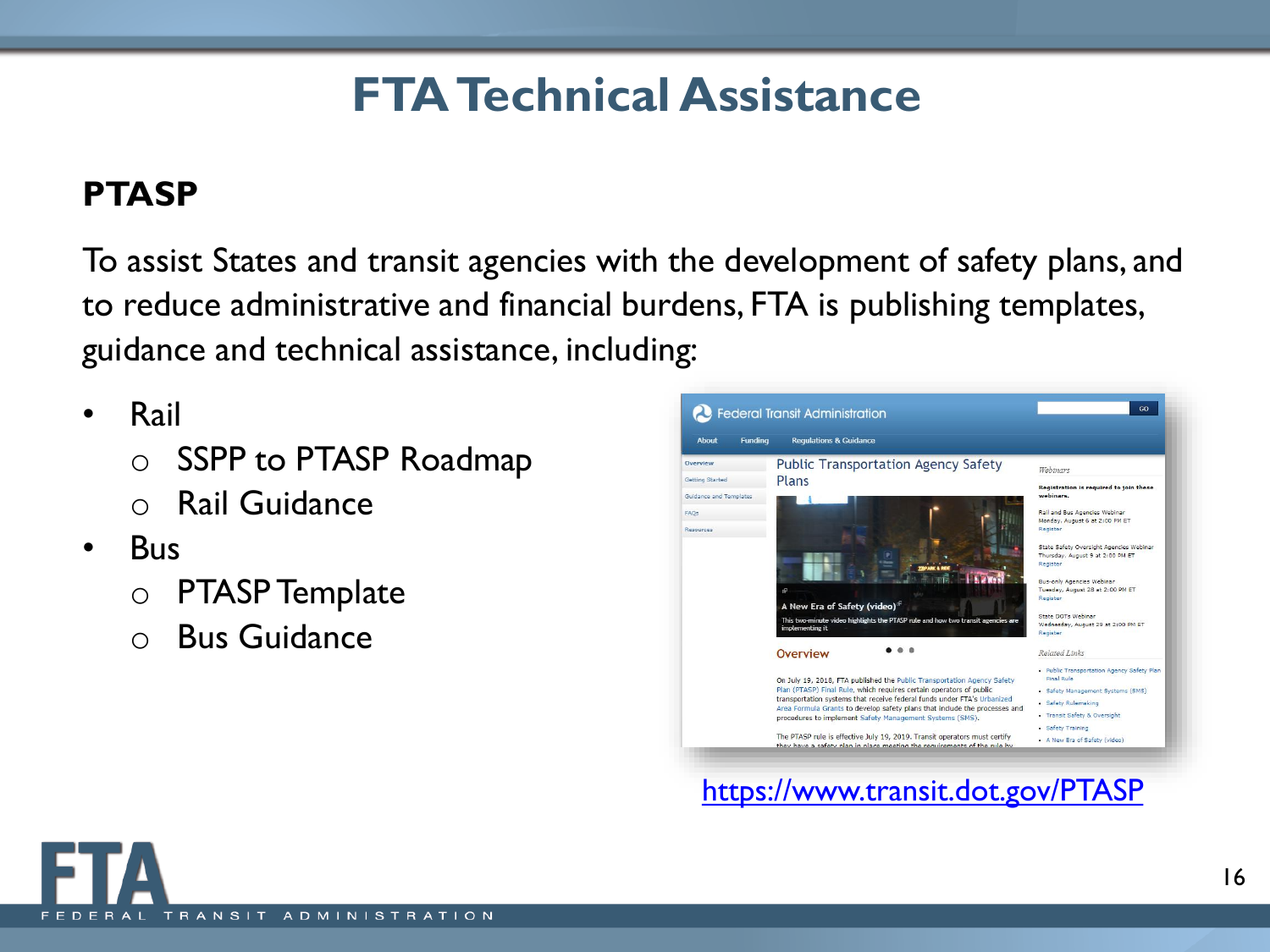# FTA Technical Assistance

## PTASP

To assist States and transit agencies with the development of safety plans, and to reduce administrative and financial burdens, FTA is publishing templates, guidance and technical assistance, including:

- Rail
  - SSPP to PTASP Roadmap
  - Rail Guidance
- Bus
  - PTASP Template
  - Bus Guidance

https://www.transit.dot.gov/PTASP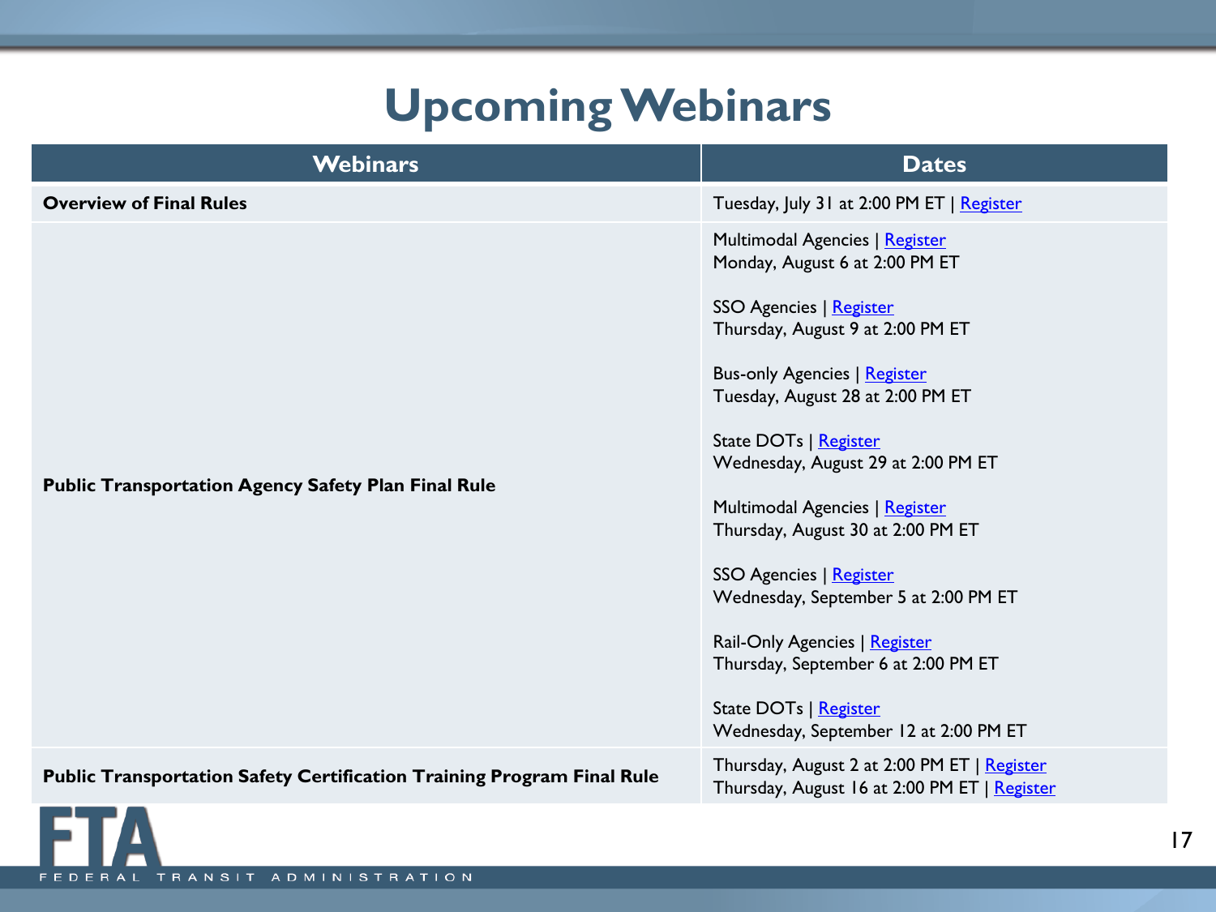# Upcoming Webinars

| Webinars | Dates |
| --- | --- |
| **Overview of Final Rules** | Tuesday, July 31 at 2:00 PM ET \| Register |
| **Public Transportation Agency Safety Plan Final Rule** | Multimodal Agencies \| Register<br>Monday, August 6 at 2:00 PM ET<br><br>SSO Agencies \| Register<br>Thursday, August 9 at 2:00 PM ET<br><br>Bus-only Agencies \| Register<br>Tuesday, August 28 at 2:00 PM ET<br><br>State DOTs \| Register<br>Wednesday, August 29 at 2:00 PM ET<br><br>Multimodal Agencies \| Register<br>Thursday, August 30 at 2:00 PM ET<br><br>SSO Agencies \| Register<br>Wednesday, September 5 at 2:00 PM ET<br><br>Rail-Only Agencies \| Register<br>Thursday, September 6 at 2:00 PM ET<br><br>State DOTs \| Register<br>Wednesday, September 12 at 2:00 PM ET |
| **Public Transportation Safety Certification Training Program Final Rule** | Thursday, August 2 at 2:00 PM ET \| Register<br>Thursday, August 16 at 2:00 PM ET \| Register |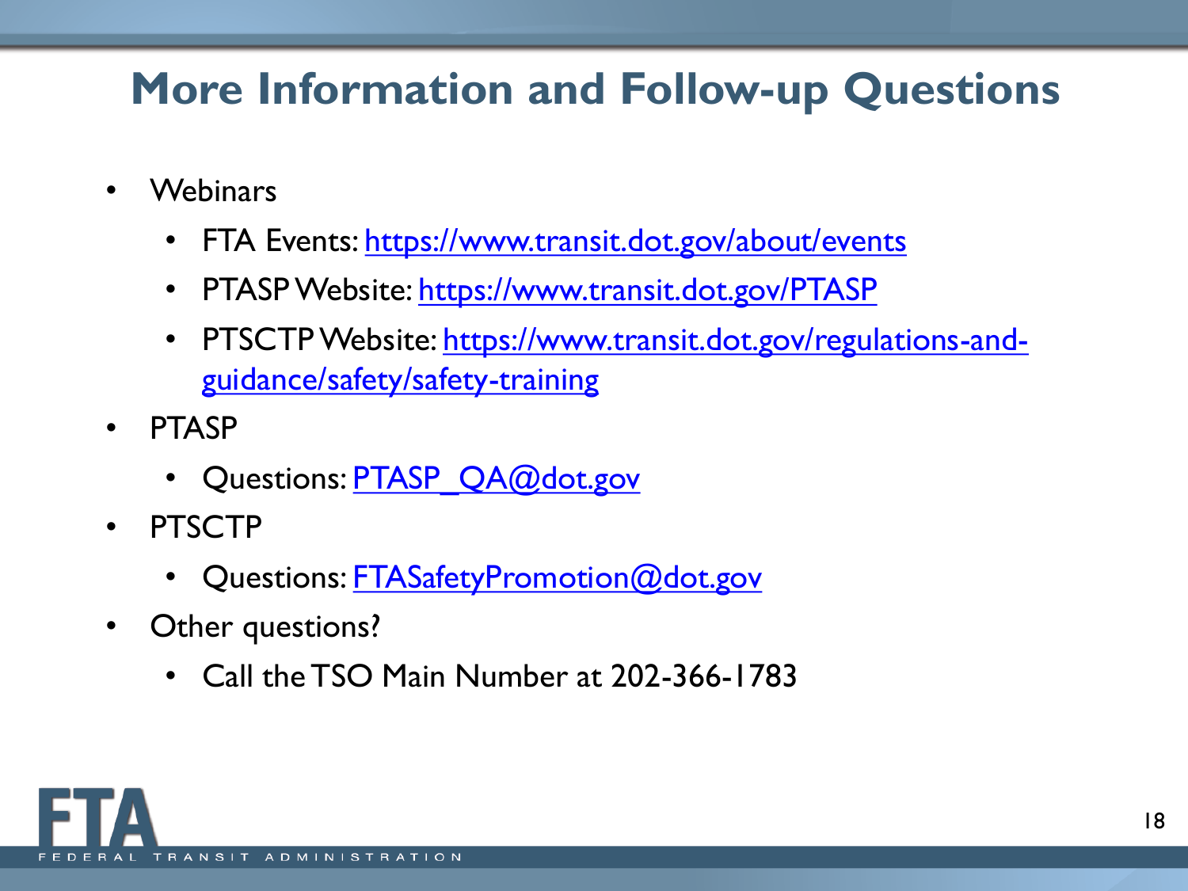# More Information and Follow-up Questions

- Webinars
  - FTA Events: https://www.transit.dot.gov/about/events
  - PTASP Website: https://www.transit.dot.gov/PTASP
  - PTSCTP Website: https://www.transit.dot.gov/regulations-and-guidance/safety/safety-training
- PTASP
  - Questions: PTASP_QA@dot.gov
- PTSCTP
  - Questions: FTASafetyPromotion@dot.gov
- Other questions?
  - Call the TSO Main Number at 202-366-1783